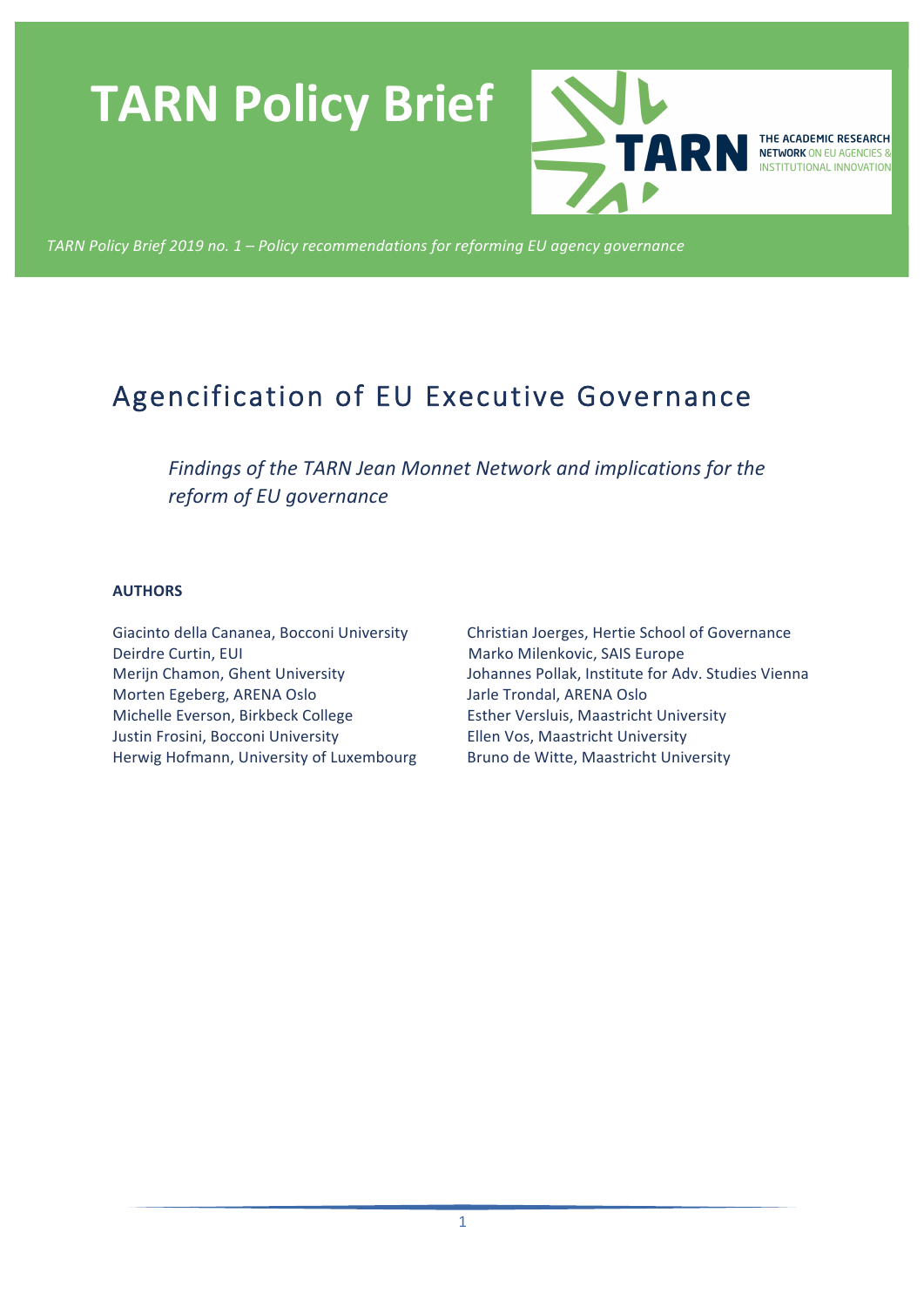# TARN Policy Brief

THE ACADEMIC RESEARCH NETWORK ON EU AGENCIES & INSTITUTIONAL INNOVATION

*TARN Policy Brief 2019 no. 1 – Policy recommendations for reforming EU agency governance*

## Agencification of EU Executive Governance

*Findings of the TARN Jean Monnet Network and implications for the reform of EU governance*

**AUTHORS**

Giacinto della Cananea, Bocconi University
Deirdre Curtin, EUI
Merijn Chamon, Ghent University
Morten Egeberg, ARENA Oslo
Michelle Everson, Birkbeck College
Justin Frosini, Bocconi University
Herwig Hofmann, University of Luxembourg
Christian Joerges, Hertie School of Governance
Marko Milenkovic, SAIS Europe
Johannes Pollak, Institute for Adv. Studies Vienna
Jarle Trondal, ARENA Oslo
Esther Versluis, Maastricht University
Ellen Vos, Maastricht University
Bruno de Witte, Maastricht University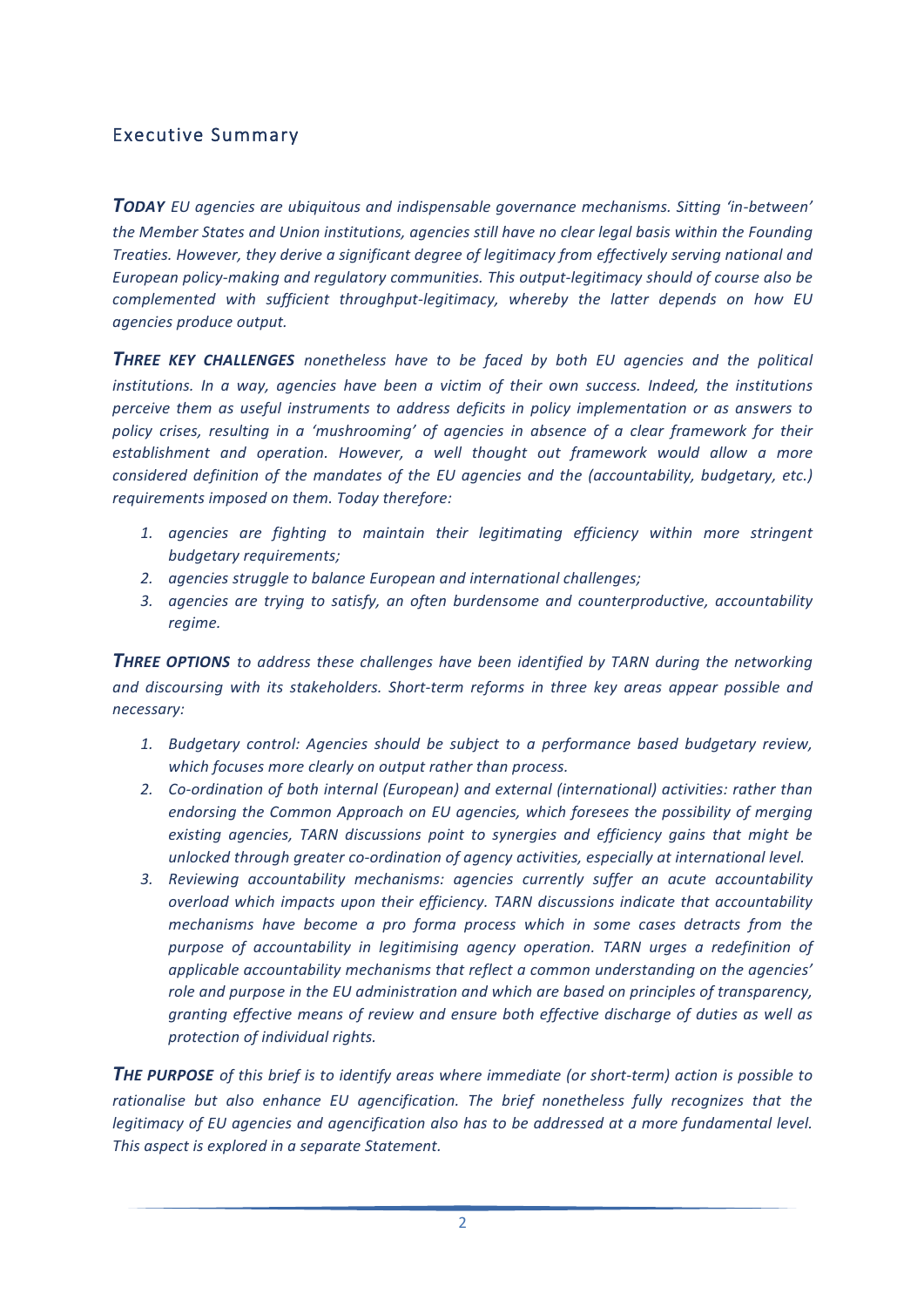## Executive Summary

***TODAY*** *EU agencies are ubiquitous and indispensable governance mechanisms. Sitting 'in-between' the Member States and Union institutions, agencies still have no clear legal basis within the Founding Treaties. However, they derive a significant degree of legitimacy from effectively serving national and European policy-making and regulatory communities. This output-legitimacy should of course also be complemented with sufficient throughput-legitimacy, whereby the latter depends on how EU agencies produce output.*

***THREE KEY CHALLENGES*** *nonetheless have to be faced by both EU agencies and the political institutions. In a way, agencies have been a victim of their own success. Indeed, the institutions perceive them as useful instruments to address deficits in policy implementation or as answers to policy crises, resulting in a 'mushrooming' of agencies in absence of a clear framework for their establishment and operation. However, a well thought out framework would allow a more considered definition of the mandates of the EU agencies and the (accountability, budgetary, etc.) requirements imposed on them. Today therefore:*

1. *agencies are fighting to maintain their legitimating efficiency within more stringent budgetary requirements;*
2. *agencies struggle to balance European and international challenges;*
3. *agencies are trying to satisfy, an often burdensome and counterproductive, accountability regime.*

***THREE OPTIONS*** *to address these challenges have been identified by TARN during the networking and discoursing with its stakeholders. Short-term reforms in three key areas appear possible and necessary:*

1. *Budgetary control: Agencies should be subject to a performance based budgetary review, which focuses more clearly on output rather than process.*
2. *Co-ordination of both internal (European) and external (international) activities: rather than endorsing the Common Approach on EU agencies, which foresees the possibility of merging existing agencies, TARN discussions point to synergies and efficiency gains that might be unlocked through greater co-ordination of agency activities, especially at international level.*
3. *Reviewing accountability mechanisms: agencies currently suffer an acute accountability overload which impacts upon their efficiency. TARN discussions indicate that accountability mechanisms have become a pro forma process which in some cases detracts from the purpose of accountability in legitimising agency operation. TARN urges a redefinition of applicable accountability mechanisms that reflect a common understanding on the agencies' role and purpose in the EU administration and which are based on principles of transparency, granting effective means of review and ensure both effective discharge of duties as well as protection of individual rights.*

***THE PURPOSE*** *of this brief is to identify areas where immediate (or short-term) action is possible to rationalise but also enhance EU agencification. The brief nonetheless fully recognizes that the legitimacy of EU agencies and agencification also has to be addressed at a more fundamental level. This aspect is explored in a separate Statement.*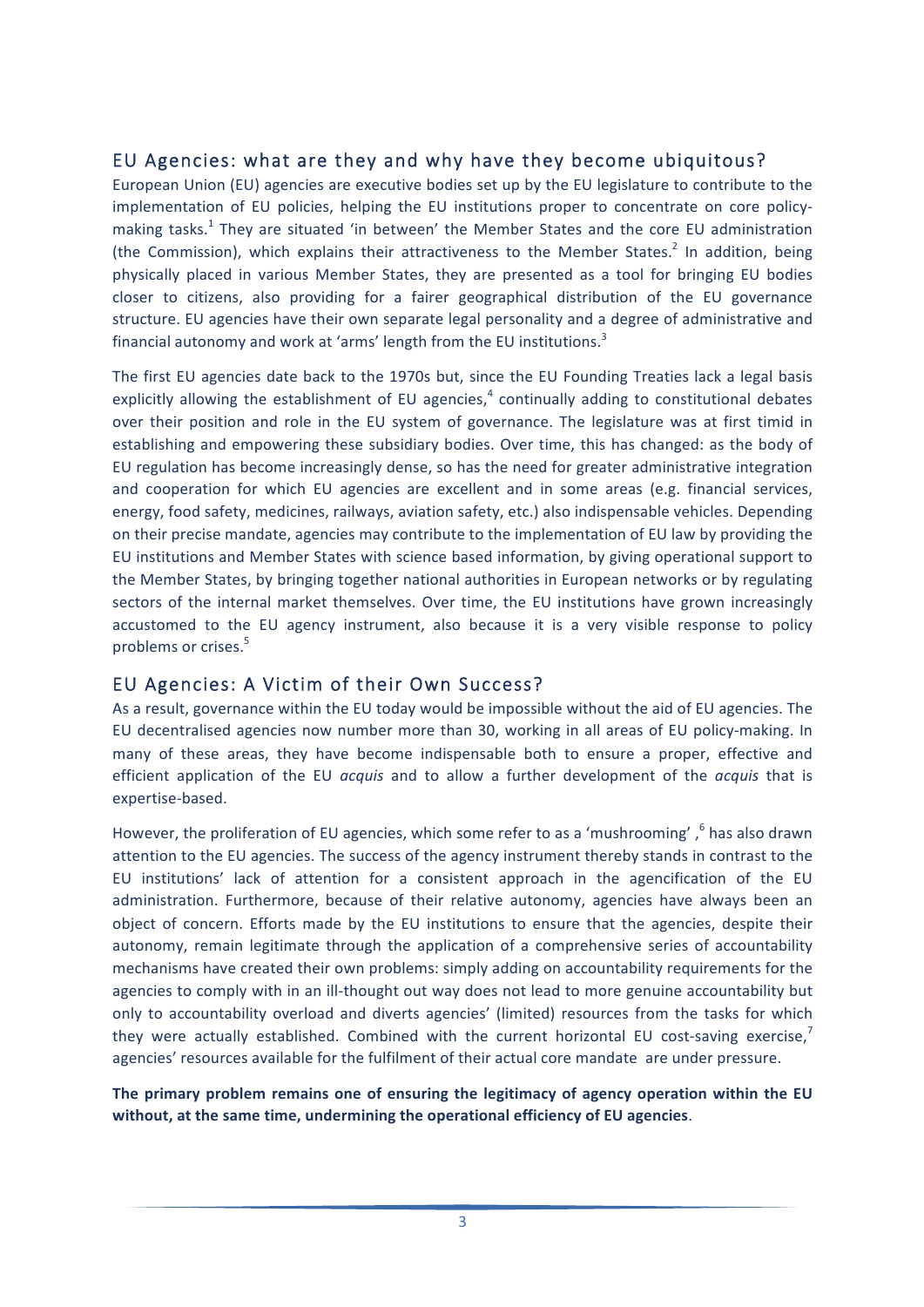## EU Agencies: what are they and why have they become ubiquitous?

European Union (EU) agencies are executive bodies set up by the EU legislature to contribute to the implementation of EU policies, helping the EU institutions proper to concentrate on core policy-making tasks.[1] They are situated 'in between' the Member States and the core EU administration (the Commission), which explains their attractiveness to the Member States.[2] In addition, being physically placed in various Member States, they are presented as a tool for bringing EU bodies closer to citizens, also providing for a fairer geographical distribution of the EU governance structure. EU agencies have their own separate legal personality and a degree of administrative and financial autonomy and work at 'arms' length from the EU institutions.[3]

The first EU agencies date back to the 1970s but, since the EU Founding Treaties lack a legal basis explicitly allowing the establishment of EU agencies,[4] continually adding to constitutional debates over their position and role in the EU system of governance. The legislature was at first timid in establishing and empowering these subsidiary bodies. Over time, this has changed: as the body of EU regulation has become increasingly dense, so has the need for greater administrative integration and cooperation for which EU agencies are excellent and in some areas (e.g. financial services, energy, food safety, medicines, railways, aviation safety, etc.) also indispensable vehicles. Depending on their precise mandate, agencies may contribute to the implementation of EU law by providing the EU institutions and Member States with science based information, by giving operational support to the Member States, by bringing together national authorities in European networks or by regulating sectors of the internal market themselves. Over time, the EU institutions have grown increasingly accustomed to the EU agency instrument, also because it is a very visible response to policy problems or crises.[5]

## EU Agencies: A Victim of their Own Success?

As a result, governance within the EU today would be impossible without the aid of EU agencies. The EU decentralised agencies now number more than 30, working in all areas of EU policy-making. In many of these areas, they have become indispensable both to ensure a proper, effective and efficient application of the EU *acquis* and to allow a further development of the *acquis* that is expertise-based.

However, the proliferation of EU agencies, which some refer to as a 'mushrooming' ,[6] has also drawn attention to the EU agencies. The success of the agency instrument thereby stands in contrast to the EU institutions' lack of attention for a consistent approach in the agencification of the EU administration. Furthermore, because of their relative autonomy, agencies have always been an object of concern. Efforts made by the EU institutions to ensure that the agencies, despite their autonomy, remain legitimate through the application of a comprehensive series of accountability mechanisms have created their own problems: simply adding on accountability requirements for the agencies to comply with in an ill-thought out way does not lead to more genuine accountability but only to accountability overload and diverts agencies' (limited) resources from the tasks for which they were actually established. Combined with the current horizontal EU cost-saving exercise,[7] agencies' resources available for the fulfilment of their actual core mandate are under pressure.

**The primary problem remains one of ensuring the legitimacy of agency operation within the EU without, at the same time, undermining the operational efficiency of EU agencies**.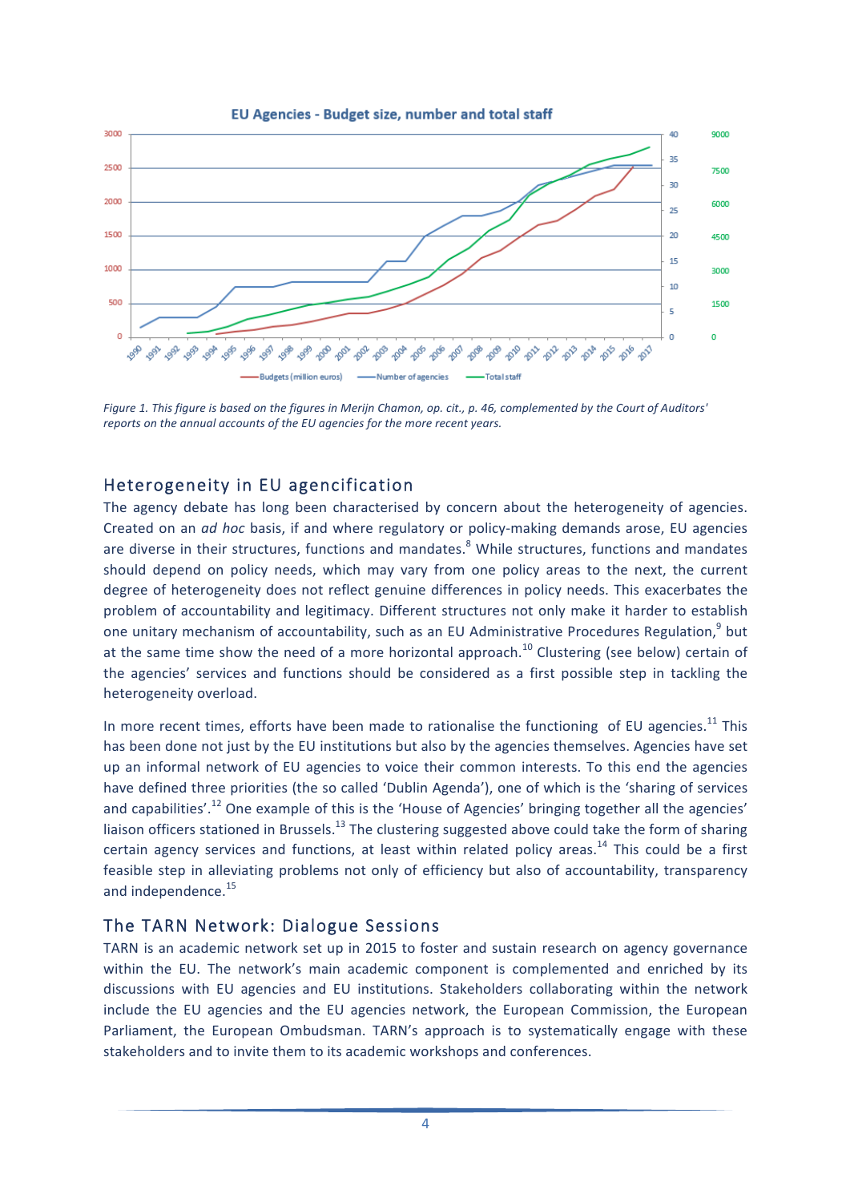Figure 1. This figure is based on the figures in Merijn Chamon, op. cit., p. 46, complemented by the Court of Auditors' reports on the annual accounts of the EU agencies for the more recent years.

## Heterogeneity in EU agencification

The agency debate has long been characterised by concern about the heterogeneity of agencies. Created on an *ad hoc* basis, if and where regulatory or policy-making demands arose, EU agencies are diverse in their structures, functions and mandates.[8] While structures, functions and mandates should depend on policy needs, which may vary from one policy areas to the next, the current degree of heterogeneity does not reflect genuine differences in policy needs. This exacerbates the problem of accountability and legitimacy. Different structures not only make it harder to establish one unitary mechanism of accountability, such as an EU Administrative Procedures Regulation,[9] but at the same time show the need of a more horizontal approach.[10] Clustering (see below) certain of the agencies' services and functions should be considered as a first possible step in tackling the heterogeneity overload.

In more recent times, efforts have been made to rationalise the functioning of EU agencies.[11] This has been done not just by the EU institutions but also by the agencies themselves. Agencies have set up an informal network of EU agencies to voice their common interests. To this end the agencies have defined three priorities (the so called 'Dublin Agenda'), one of which is the 'sharing of services and capabilities'.[12] One example of this is the 'House of Agencies' bringing together all the agencies' liaison officers stationed in Brussels.[13] The clustering suggested above could take the form of sharing certain agency services and functions, at least within related policy areas.[14] This could be a first feasible step in alleviating problems not only of efficiency but also of accountability, transparency and independence.[15]

## The TARN Network: Dialogue Sessions

TARN is an academic network set up in 2015 to foster and sustain research on agency governance within the EU. The network's main academic component is complemented and enriched by its discussions with EU agencies and EU institutions. Stakeholders collaborating within the network include the EU agencies and the EU agencies network, the European Commission, the European Parliament, the European Ombudsman. TARN's approach is to systematically engage with these stakeholders and to invite them to its academic workshops and conferences.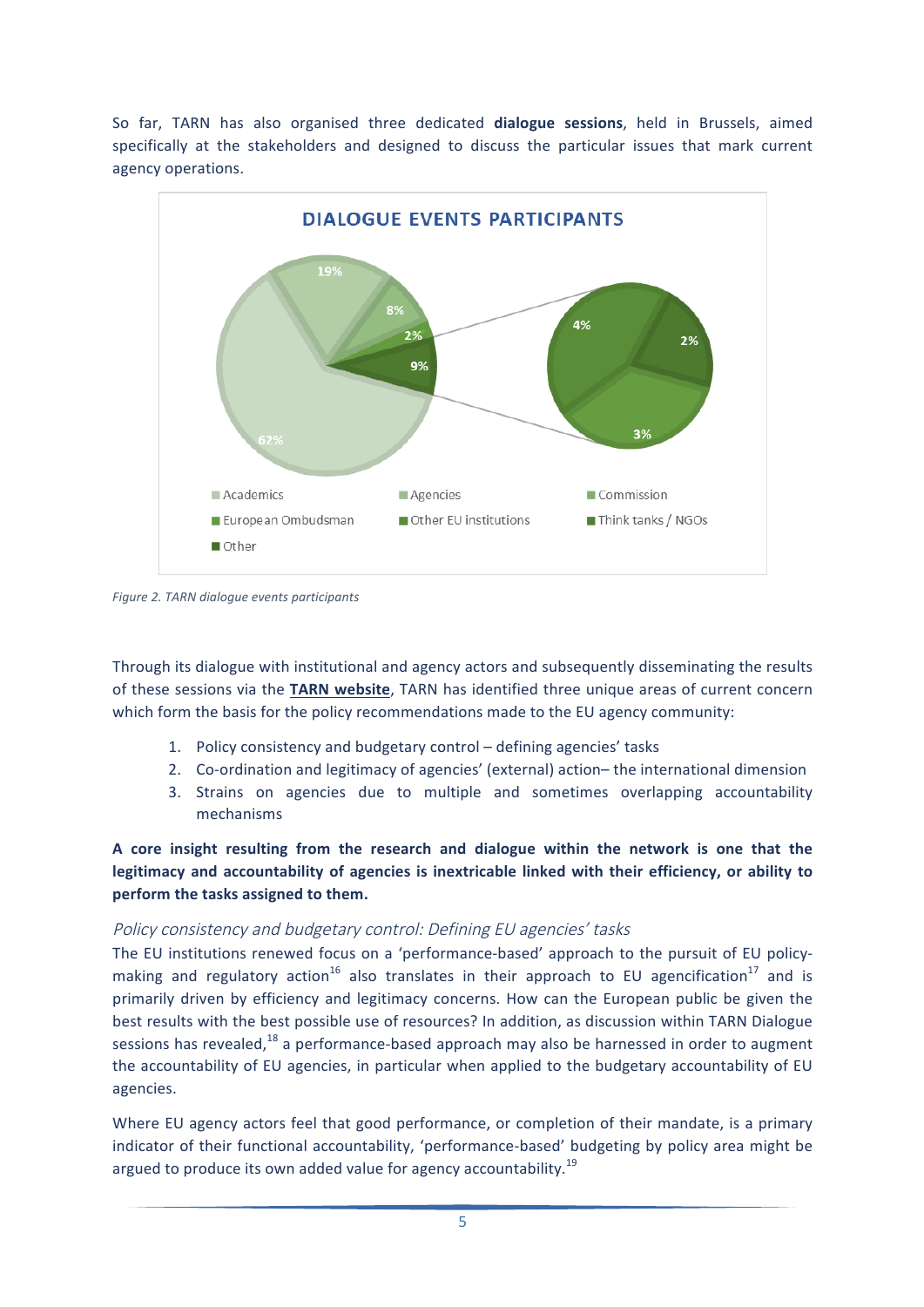So far, TARN has also organised three dedicated **dialogue sessions**, held in Brussels, aimed specifically at the stakeholders and designed to discuss the particular issues that mark current agency operations.

*Figure 2. TARN dialogue events participants*

Through its dialogue with institutional and agency actors and subsequently disseminating the results of these sessions via the **TARN website**, TARN has identified three unique areas of current concern which form the basis for the policy recommendations made to the EU agency community:

1. Policy consistency and budgetary control – defining agencies' tasks
2. Co-ordination and legitimacy of agencies' (external) action– the international dimension
3. Strains on agencies due to multiple and sometimes overlapping accountability mechanisms

**A core insight resulting from the research and dialogue within the network is one that the legitimacy and accountability of agencies is inextricable linked with their efficiency, or ability to perform the tasks assigned to them.**

### *Policy consistency and budgetary control: Defining EU agencies' tasks*

The EU institutions renewed focus on a 'performance-based' approach to the pursuit of EU policy-making and regulatory action[16] also translates in their approach to EU agencification[17] and is primarily driven by efficiency and legitimacy concerns. How can the European public be given the best results with the best possible use of resources? In addition, as discussion within TARN Dialogue sessions has revealed,[18] a performance-based approach may also be harnessed in order to augment the accountability of EU agencies, in particular when applied to the budgetary accountability of EU agencies.

Where EU agency actors feel that good performance, or completion of their mandate, is a primary indicator of their functional accountability, 'performance-based' budgeting by policy area might be argued to produce its own added value for agency accountability.[19]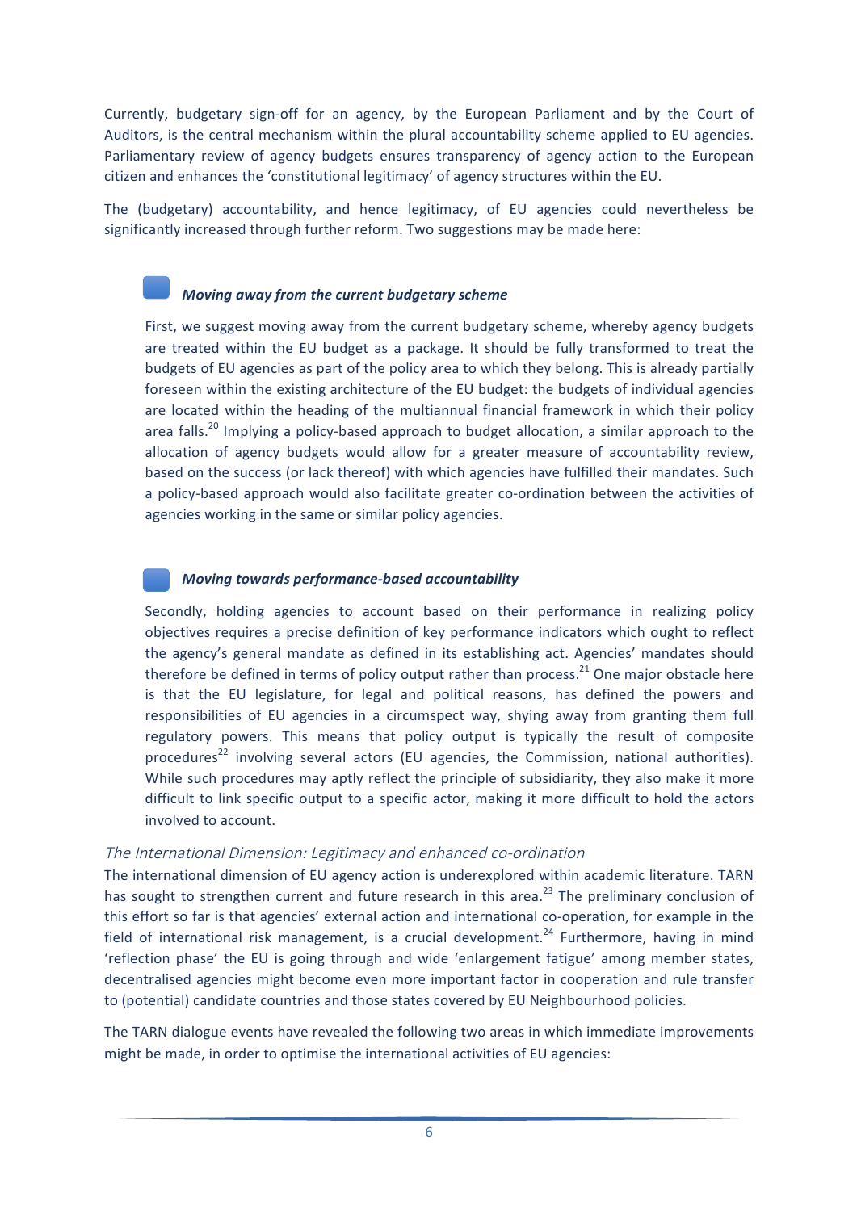Currently, budgetary sign-off for an agency, by the European Parliament and by the Court of Auditors, is the central mechanism within the plural accountability scheme applied to EU agencies. Parliamentary review of agency budgets ensures transparency of agency action to the European citizen and enhances the 'constitutional legitimacy' of agency structures within the EU.

The (budgetary) accountability, and hence legitimacy, of EU agencies could nevertheless be significantly increased through further reform. Two suggestions may be made here:

### *Moving away from the current budgetary scheme*

First, we suggest moving away from the current budgetary scheme, whereby agency budgets are treated within the EU budget as a package. It should be fully transformed to treat the budgets of EU agencies as part of the policy area to which they belong. This is already partially foreseen within the existing architecture of the EU budget: the budgets of individual agencies are located within the heading of the multiannual financial framework in which their policy area falls.[20] Implying a policy-based approach to budget allocation, a similar approach to the allocation of agency budgets would allow for a greater measure of accountability review, based on the success (or lack thereof) with which agencies have fulfilled their mandates. Such a policy-based approach would also facilitate greater co-ordination between the activities of agencies working in the same or similar policy agencies.

### *Moving towards performance-based accountability*

Secondly, holding agencies to account based on their performance in realizing policy objectives requires a precise definition of key performance indicators which ought to reflect the agency's general mandate as defined in its establishing act. Agencies' mandates should therefore be defined in terms of policy output rather than process.[21] One major obstacle here is that the EU legislature, for legal and political reasons, has defined the powers and responsibilities of EU agencies in a circumspect way, shying away from granting them full regulatory powers. This means that policy output is typically the result of composite procedures[22] involving several actors (EU agencies, the Commission, national authorities). While such procedures may aptly reflect the principle of subsidiarity, they also make it more difficult to link specific output to a specific actor, making it more difficult to hold the actors involved to account.

## *The International Dimension: Legitimacy and enhanced co-ordination*

The international dimension of EU agency action is underexplored within academic literature. TARN has sought to strengthen current and future research in this area.[23] The preliminary conclusion of this effort so far is that agencies' external action and international co-operation, for example in the field of international risk management, is a crucial development.[24] Furthermore, having in mind 'reflection phase' the EU is going through and wide 'enlargement fatigue' among member states, decentralised agencies might become even more important factor in cooperation and rule transfer to (potential) candidate countries and those states covered by EU Neighbourhood policies.

The TARN dialogue events have revealed the following two areas in which immediate improvements might be made, in order to optimise the international activities of EU agencies: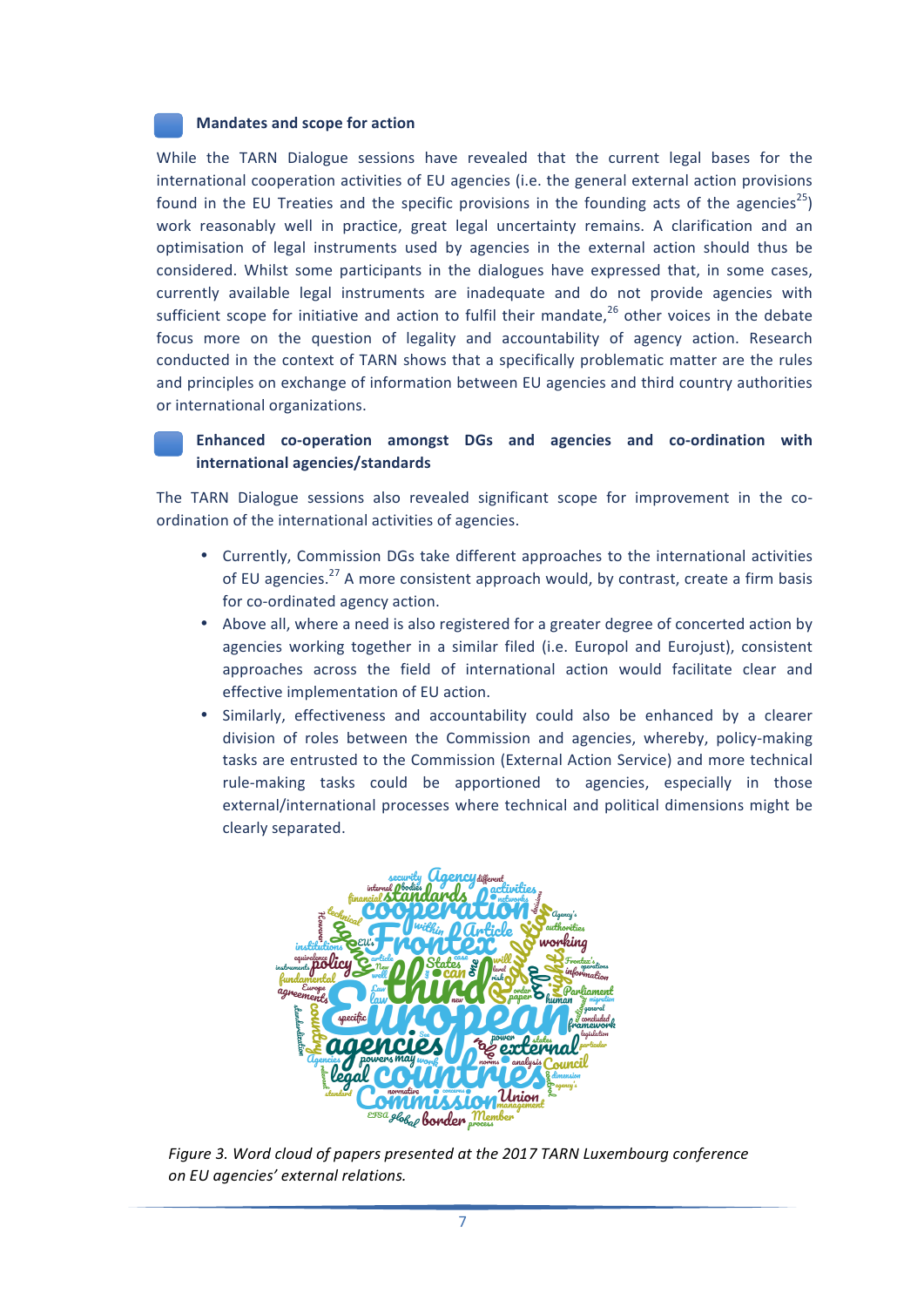### Mandates and scope for action

While the TARN Dialogue sessions have revealed that the current legal bases for the international cooperation activities of EU agencies (i.e. the general external action provisions found in the EU Treaties and the specific provisions in the founding acts of the agencies[25]) work reasonably well in practice, great legal uncertainty remains. A clarification and an optimisation of legal instruments used by agencies in the external action should thus be considered. Whilst some participants in the dialogues have expressed that, in some cases, currently available legal instruments are inadequate and do not provide agencies with sufficient scope for initiative and action to fulfil their mandate,[26] other voices in the debate focus more on the question of legality and accountability of agency action. Research conducted in the context of TARN shows that a specifically problematic matter are the rules and principles on exchange of information between EU agencies and third country authorities or international organizations.

### Enhanced co-operation amongst DGs and agencies and co-ordination with international agencies/standards

The TARN Dialogue sessions also revealed significant scope for improvement in the co-ordination of the international activities of agencies.

- Currently, Commission DGs take different approaches to the international activities of EU agencies.[27] A more consistent approach would, by contrast, create a firm basis for co-ordinated agency action.
- Above all, where a need is also registered for a greater degree of concerted action by agencies working together in a similar filed (i.e. Europol and Eurojust), consistent approaches across the field of international action would facilitate clear and effective implementation of EU action.
- Similarly, effectiveness and accountability could also be enhanced by a clearer division of roles between the Commission and agencies, whereby, policy-making tasks are entrusted to the Commission (External Action Service) and more technical rule-making tasks could be apportioned to agencies, especially in those external/international processes where technical and political dimensions might be clearly separated.

*Figure 3. Word cloud of papers presented at the 2017 TARN Luxembourg conference on EU agencies' external relations.*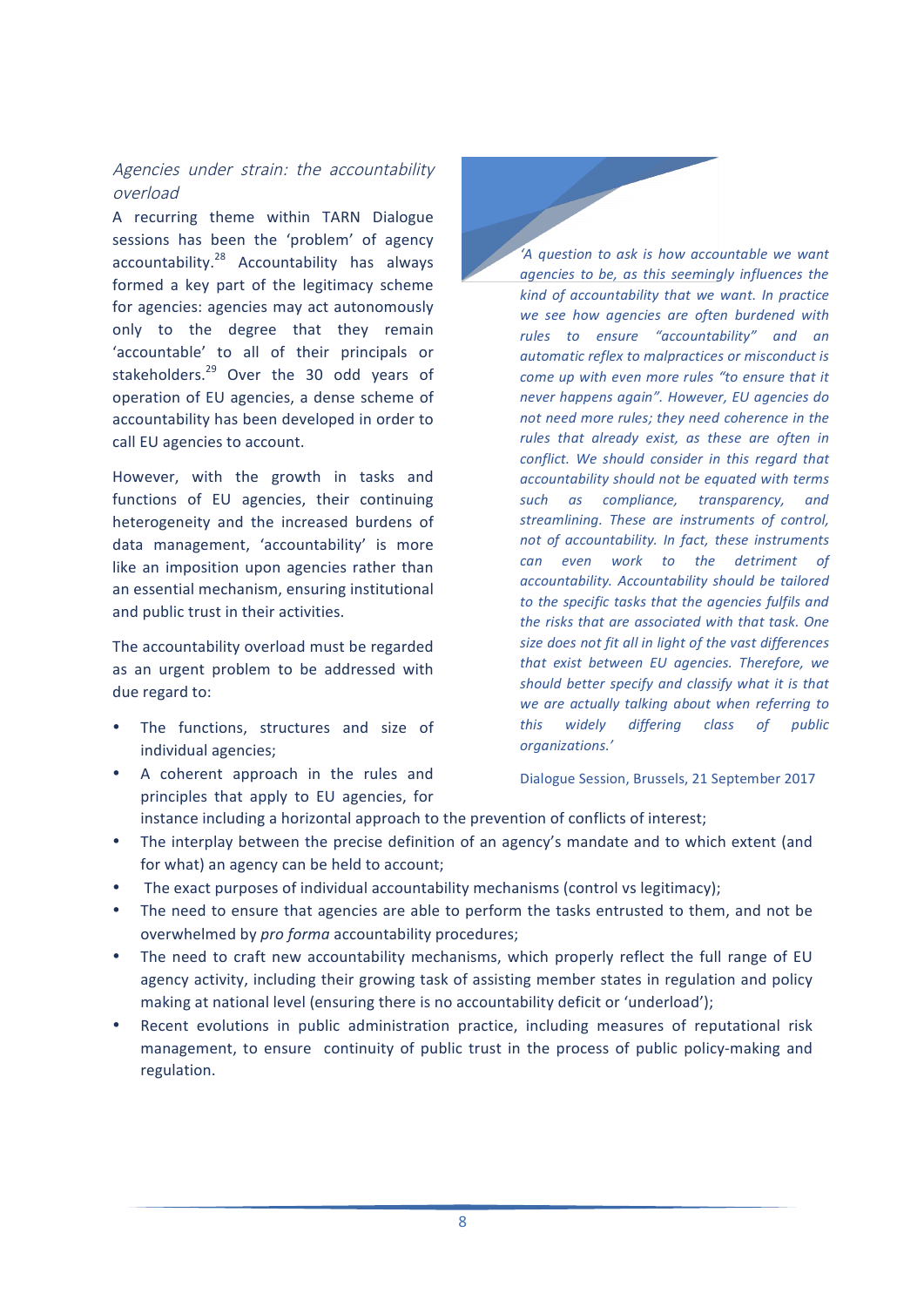### *Agencies under strain: the accountability overload*

A recurring theme within TARN Dialogue sessions has been the 'problem' of agency accountability.[28] Accountability has always formed a key part of the legitimacy scheme for agencies: agencies may act autonomously only to the degree that they remain 'accountable' to all of their principals or stakeholders.[29] Over the 30 odd years of operation of EU agencies, a dense scheme of accountability has been developed in order to call EU agencies to account.

However, with the growth in tasks and functions of EU agencies, their continuing heterogeneity and the increased burdens of data management, 'accountability' is more like an imposition upon agencies rather than an essential mechanism, ensuring institutional and public trust in their activities.

The accountability overload must be regarded as an urgent problem to be addressed with due regard to:

- The functions, structures and size of individual agencies;
- A coherent approach in the rules and principles that apply to EU agencies, for instance including a horizontal approach to the prevention of conflicts of interest;
- The interplay between the precise definition of an agency's mandate and to which extent (and for what) an agency can be held to account;
- The exact purposes of individual accountability mechanisms (control vs legitimacy);
- The need to ensure that agencies are able to perform the tasks entrusted to them, and not be overwhelmed by *pro forma* accountability procedures;
- The need to craft new accountability mechanisms, which properly reflect the full range of EU agency activity, including their growing task of assisting member states in regulation and policy making at national level (ensuring there is no accountability deficit or 'underload');
- Recent evolutions in public administration practice, including measures of reputational risk management, to ensure continuity of public trust in the process of public policy-making and regulation.

> *'A question to ask is how accountable we want agencies to be, as this seemingly influences the kind of accountability that we want. In practice we see how agencies are often burdened with rules to ensure "accountability" and an automatic reflex to malpractices or misconduct is come up with even more rules "to ensure that it never happens again". However, EU agencies do not need more rules; they need coherence in the rules that already exist, as these are often in conflict. We should consider in this regard that accountability should not be equated with terms such as compliance, transparency, and streamlining. These are instruments of control, not of accountability. In fact, these instruments can even work to the detriment of accountability. Accountability should be tailored to the specific tasks that the agencies fulfils and the risks that are associated with that task. One size does not fit all in light of the vast differences that exist between EU agencies. Therefore, we should better specify and classify what it is that we are actually talking about when referring to this widely differing class of public organizations.'*
>
> Dialogue Session, Brussels, 21 September 2017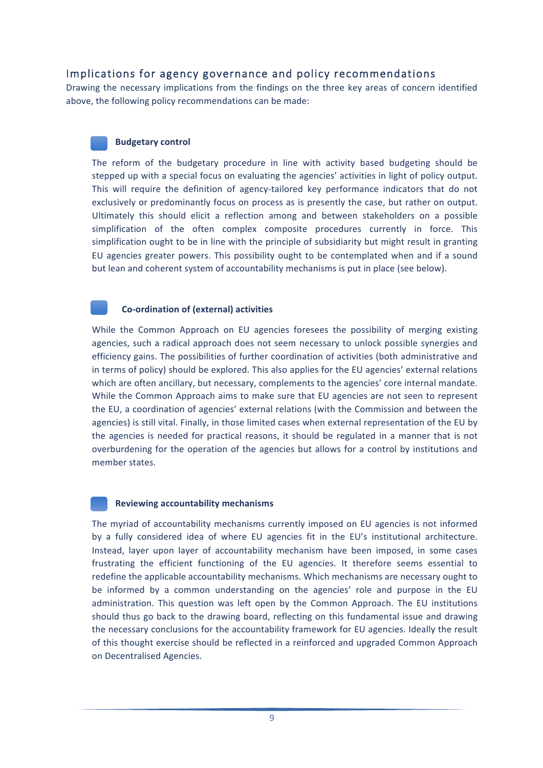## Implications for agency governance and policy recommendations

Drawing the necessary implications from the findings on the three key areas of concern identified above, the following policy recommendations can be made:

### Budgetary control

The reform of the budgetary procedure in line with activity based budgeting should be stepped up with a special focus on evaluating the agencies' activities in light of policy output. This will require the definition of agency-tailored key performance indicators that do not exclusively or predominantly focus on process as is presently the case, but rather on output. Ultimately this should elicit a reflection among and between stakeholders on a possible simplification of the often complex composite procedures currently in force. This simplification ought to be in line with the principle of subsidiarity but might result in granting EU agencies greater powers. This possibility ought to be contemplated when and if a sound but lean and coherent system of accountability mechanisms is put in place (see below).

### Co-ordination of (external) activities

While the Common Approach on EU agencies foresees the possibility of merging existing agencies, such a radical approach does not seem necessary to unlock possible synergies and efficiency gains. The possibilities of further coordination of activities (both administrative and in terms of policy) should be explored. This also applies for the EU agencies' external relations which are often ancillary, but necessary, complements to the agencies' core internal mandate. While the Common Approach aims to make sure that EU agencies are not seen to represent the EU, a coordination of agencies' external relations (with the Commission and between the agencies) is still vital. Finally, in those limited cases when external representation of the EU by the agencies is needed for practical reasons, it should be regulated in a manner that is not overburdening for the operation of the agencies but allows for a control by institutions and member states.

### Reviewing accountability mechanisms

The myriad of accountability mechanisms currently imposed on EU agencies is not informed by a fully considered idea of where EU agencies fit in the EU's institutional architecture. Instead, layer upon layer of accountability mechanism have been imposed, in some cases frustrating the efficient functioning of the EU agencies. It therefore seems essential to redefine the applicable accountability mechanisms. Which mechanisms are necessary ought to be informed by a common understanding on the agencies' role and purpose in the EU administration. This question was left open by the Common Approach. The EU institutions should thus go back to the drawing board, reflecting on this fundamental issue and drawing the necessary conclusions for the accountability framework for EU agencies. Ideally the result of this thought exercise should be reflected in a reinforced and upgraded Common Approach on Decentralised Agencies.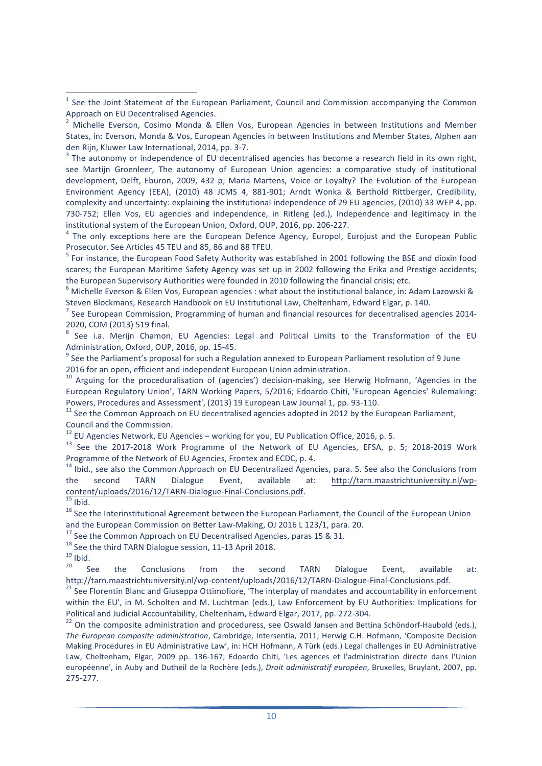[1] See the Joint Statement of the European Parliament, Council and Commission accompanying the Common Approach on EU Decentralised Agencies.

[2] Michelle Everson, Cosimo Monda & Ellen Vos, European Agencies in between Institutions and Member States, in: Everson, Monda & Vos, European Agencies in between Institutions and Member States, Alphen aan den Rijn, Kluwer Law International, 2014, pp. 3-7.

[3] The autonomy or independence of EU decentralised agencies has become a research field in its own right, see Martijn Groenleer, The autonomy of European Union agencies: a comparative study of institutional development, Delft, Eburon, 2009, 432 p; Maria Martens, Voice or Loyalty? The Evolution of the European Environment Agency (EEA), (2010) 48 JCMS 4, 881-901; Arndt Wonka & Berthold Rittberger, Credibility, complexity and uncertainty: explaining the institutional independence of 29 EU agencies, (2010) 33 WEP 4, pp. 730-752; Ellen Vos, EU agencies and independence, in Ritleng (ed.), Independence and legitimacy in the institutional system of the European Union, Oxford, OUP, 2016, pp. 206-227.

[4] The only exceptions here are the European Defence Agency, Europol, Eurojust and the European Public Prosecutor. See Articles 45 TEU and 85, 86 and 88 TFEU.

[5] For instance, the European Food Safety Authority was established in 2001 following the BSE and dioxin food scares; the European Maritime Safety Agency was set up in 2002 following the Erika and Prestige accidents; the European Supervisory Authorities were founded in 2010 following the financial crisis; etc.

[6] Michelle Everson & Ellen Vos, European agencies : what about the institutional balance, in: Adam Lazowski & Steven Blockmans, Research Handbook on EU Institutional Law, Cheltenham, Edward Elgar, p. 140.

[7] See European Commission, Programming of human and financial resources for decentralised agencies 2014-2020, COM (2013) 519 final.

[8] See i.a. Merijn Chamon, EU Agencies: Legal and Political Limits to the Transformation of the EU Administration, Oxford, OUP, 2016, pp. 15-45.

[9] See the Parliament's proposal for such a Regulation annexed to European Parliament resolution of 9 June 2016 for an open, efficient and independent European Union administration.

[10] Arguing for the proceduralisation of (agencies') decision-making, see Herwig Hofmann, 'Agencies in the European Regulatory Union', TARN Working Papers, 5/2016; Edoardo Chiti, 'European Agencies' Rulemaking: Powers, Procedures and Assessment', (2013) 19 European Law Journal 1, pp. 93-110.

[11] See the Common Approach on EU decentralised agencies adopted in 2012 by the European Parliament, Council and the Commission.

[12] EU Agencies Network, EU Agencies – working for you, EU Publication Office, 2016, p. 5.

[13] See the 2017-2018 Work Programme of the Network of EU Agencies, EFSA, p. 5; 2018-2019 Work Programme of the Network of EU Agencies, Frontex and ECDC, p. 4.

[14] Ibid., see also the Common Approach on EU Decentralized Agencies, para. 5. See also the Conclusions from the second TARN Dialogue Event, available at: http://tarn.maastrichtuniversity.nl/wp-content/uploads/2016/12/TARN-Dialogue-Final-Conclusions.pdf.

[15] Ibid.

[16] See the Interinstitutional Agreement between the European Parliament, the Council of the European Union and the European Commission on Better Law-Making, OJ 2016 L 123/1, para. 20.

[17] See the Common Approach on EU Decentralised Agencies, paras 15 & 31.

[18] See the third TARN Dialogue session, 11-13 April 2018.

[19] Ibid.

[20] See the Conclusions from the second TARN Dialogue Event, available at: http://tarn.maastrichtuniversity.nl/wp-content/uploads/2016/12/TARN-Dialogue-Final-Conclusions.pdf.

[21] See Florentin Blanc and Giuseppa Ottimofiore, 'The interplay of mandates and accountability in enforcement within the EU', in M. Scholten and M. Luchtman (eds.), Law Enforcement by EU Authorities: Implications for Political and Judicial Accountability, Cheltenham, Edward Elgar, 2017, pp. 272-304.

[22] On the composite administration and proceduress, see Oswald Jansen and Bettina Schöndorf-Haubold (eds.), *The European composite administration*, Cambridge, Intersentia, 2011; Herwig C.H. Hofmann, 'Composite Decision Making Procedures in EU Administrative Law', in: HCH Hofmann, A Türk (eds.) Legal challenges in EU Administrative Law, Cheltenham, Elgar, 2009 pp. 136-167; Edoardo Chiti, 'Les agences et l'administration directe dans l'Union européenne', in Auby and Dutheil de la Rochère (eds.), *Droit administratif européen*, Bruxelles, Bruylant, 2007, pp. 275-277.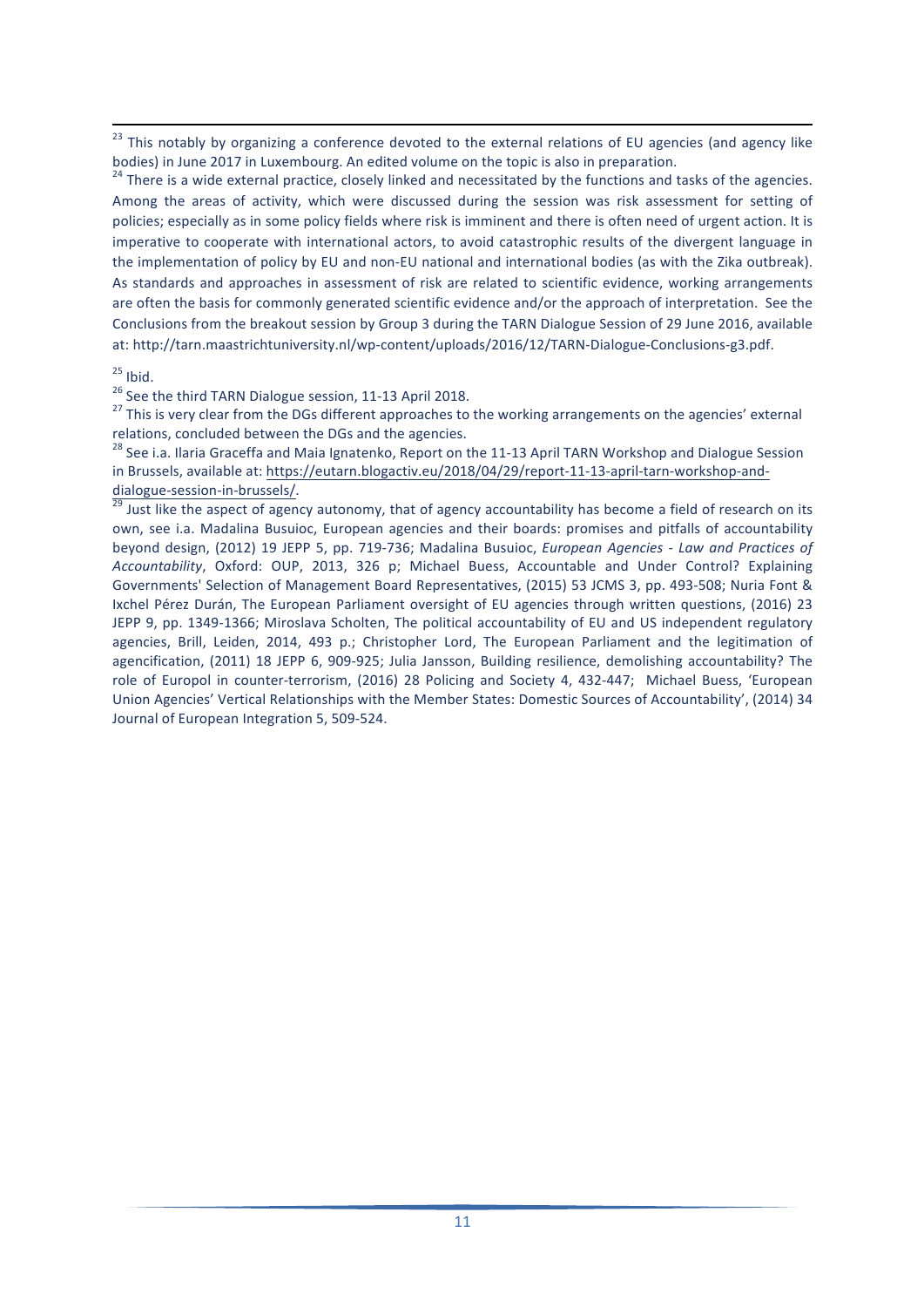[23] This notably by organizing a conference devoted to the external relations of EU agencies (and agency like bodies) in June 2017 in Luxembourg. An edited volume on the topic is also in preparation.

[24] There is a wide external practice, closely linked and necessitated by the functions and tasks of the agencies. Among the areas of activity, which were discussed during the session was risk assessment for setting of policies; especially as in some policy fields where risk is imminent and there is often need of urgent action. It is imperative to cooperate with international actors, to avoid catastrophic results of the divergent language in the implementation of policy by EU and non-EU national and international bodies (as with the Zika outbreak). As standards and approaches in assessment of risk are related to scientific evidence, working arrangements are often the basis for commonly generated scientific evidence and/or the approach of interpretation. See the Conclusions from the breakout session by Group 3 during the TARN Dialogue Session of 29 June 2016, available at: http://tarn.maastrichtuniversity.nl/wp-content/uploads/2016/12/TARN-Dialogue-Conclusions-g3.pdf.

[25] Ibid.

[26] See the third TARN Dialogue session, 11-13 April 2018.

[27] This is very clear from the DGs different approaches to the working arrangements on the agencies' external relations, concluded between the DGs and the agencies.

[28] See i.a. Ilaria Graceffa and Maia Ignatenko, Report on the 11-13 April TARN Workshop and Dialogue Session in Brussels, available at: https://eutarn.blogactiv.eu/2018/04/29/report-11-13-april-tarn-workshop-and-dialogue-session-in-brussels/.

[29] Just like the aspect of agency autonomy, that of agency accountability has become a field of research on its own, see i.a. Madalina Busuioc, European agencies and their boards: promises and pitfalls of accountability beyond design, (2012) 19 JEPP 5, pp. 719-736; Madalina Busuioc, *European Agencies - Law and Practices of Accountability*, Oxford: OUP, 2013, 326 p; Michael Buess, Accountable and Under Control? Explaining Governments' Selection of Management Board Representatives, (2015) 53 JCMS 3, pp. 493-508; Nuria Font & Ixchel Pérez Durán, The European Parliament oversight of EU agencies through written questions, (2016) 23 JEPP 9, pp. 1349-1366; Miroslava Scholten, The political accountability of EU and US independent regulatory agencies, Brill, Leiden, 2014, 493 p.; Christopher Lord, The European Parliament and the legitimation of agencification, (2011) 18 JEPP 6, 909-925; Julia Jansson, Building resilience, demolishing accountability? The role of Europol in counter-terrorism, (2016) 28 Policing and Society 4, 432-447; Michael Buess, 'European Union Agencies' Vertical Relationships with the Member States: Domestic Sources of Accountability', (2014) 34 Journal of European Integration 5, 509-524.